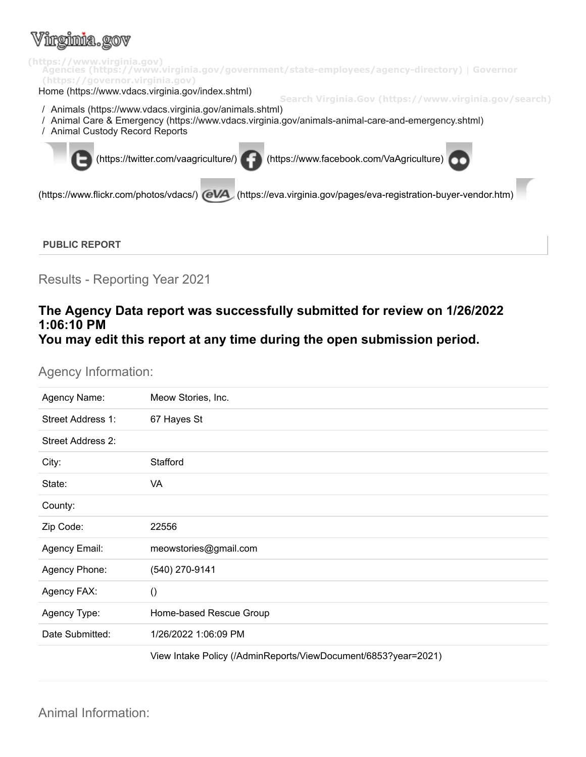Virginia.gov
(https://www.virginia.gov)
Agencies (https://www.virginia.gov/government/state-employees/agency-directory) | Governor (https://governor.virginia.gov)

Home (https://www.vdacs.virginia.gov/index.shtml)

Search Virginia.Gov (https://www.virginia.gov/search)

/ Animals (https://www.vdacs.virginia.gov/animals.shtml)
/ Animal Care & Emergency (https://www.vdacs.virginia.gov/animals-animal-care-and-emergency.shtml)
/ Animal Custody Record Reports

(https://twitter.com/vaagriculture/) (https://www.facebook.com/VaAgriculture) (https://www.flickr.com/photos/vdacs/) (https://eva.virginia.gov/pages/eva-registration-buyer-vendor.htm)

**PUBLIC REPORT**

## Results - Reporting Year 2021

### The Agency Data report was successfully submitted for review on 1/26/2022 1:06:10 PM
### You may edit this report at any time during the open submission period.

## Agency Information:

| | |
|---|---|
| Agency Name: | Meow Stories, Inc. |
| Street Address 1: | 67 Hayes St |
| Street Address 2: | |
| City: | Stafford |
| State: | VA |
| County: | |
| Zip Code: | 22556 |
| Agency Email: | meowstories@gmail.com |
| Agency Phone: | (540) 270-9141 |
| Agency FAX: | () |
| Agency Type: | Home-based Rescue Group |
| Date Submitted: | 1/26/2022 1:06:09 PM |
| | View Intake Policy (/AdminReports/ViewDocument/6853?year=2021) |

## Animal Information: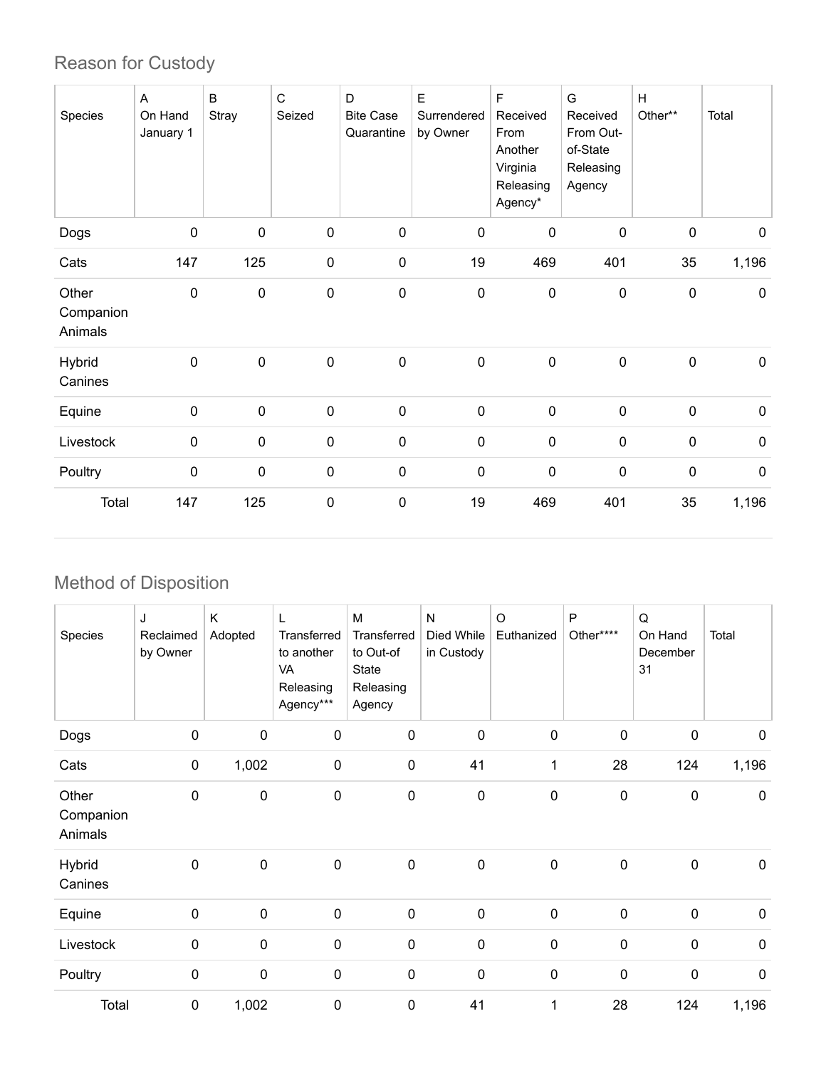## Reason for Custody

| Species | A On Hand January 1 | B Stray | C Seized | D Bite Case Quarantine | E Surrendered by Owner | F Received From Another Virginia Releasing Agency* | G Received From Out-of-State Releasing Agency | H Other** | Total |
|---|---|---|---|---|---|---|---|---|---|
| Dogs | 0 | 0 | 0 | 0 | 0 | 0 | 0 | 0 | 0 |
| Cats | 147 | 125 | 0 | 0 | 19 | 469 | 401 | 35 | 1,196 |
| Other Companion Animals | 0 | 0 | 0 | 0 | 0 | 0 | 0 | 0 | 0 |
| Hybrid Canines | 0 | 0 | 0 | 0 | 0 | 0 | 0 | 0 | 0 |
| Equine | 0 | 0 | 0 | 0 | 0 | 0 | 0 | 0 | 0 |
| Livestock | 0 | 0 | 0 | 0 | 0 | 0 | 0 | 0 | 0 |
| Poultry | 0 | 0 | 0 | 0 | 0 | 0 | 0 | 0 | 0 |
| Total | 147 | 125 | 0 | 0 | 19 | 469 | 401 | 35 | 1,196 |

## Method of Disposition

| Species | J Reclaimed by Owner | K Adopted | L Transferred to another VA Releasing Agency*** | M Transferred to Out-of State Releasing Agency | N Died While in Custody | O Euthanized | P Other**** | Q On Hand December 31 | Total |
|---|---|---|---|---|---|---|---|---|---|
| Dogs | 0 | 0 | 0 | 0 | 0 | 0 | 0 | 0 | 0 |
| Cats | 0 | 1,002 | 0 | 0 | 41 | 1 | 28 | 124 | 1,196 |
| Other Companion Animals | 0 | 0 | 0 | 0 | 0 | 0 | 0 | 0 | 0 |
| Hybrid Canines | 0 | 0 | 0 | 0 | 0 | 0 | 0 | 0 | 0 |
| Equine | 0 | 0 | 0 | 0 | 0 | 0 | 0 | 0 | 0 |
| Livestock | 0 | 0 | 0 | 0 | 0 | 0 | 0 | 0 | 0 |
| Poultry | 0 | 0 | 0 | 0 | 0 | 0 | 0 | 0 | 0 |
| Total | 0 | 1,002 | 0 | 0 | 41 | 1 | 28 | 124 | 1,196 |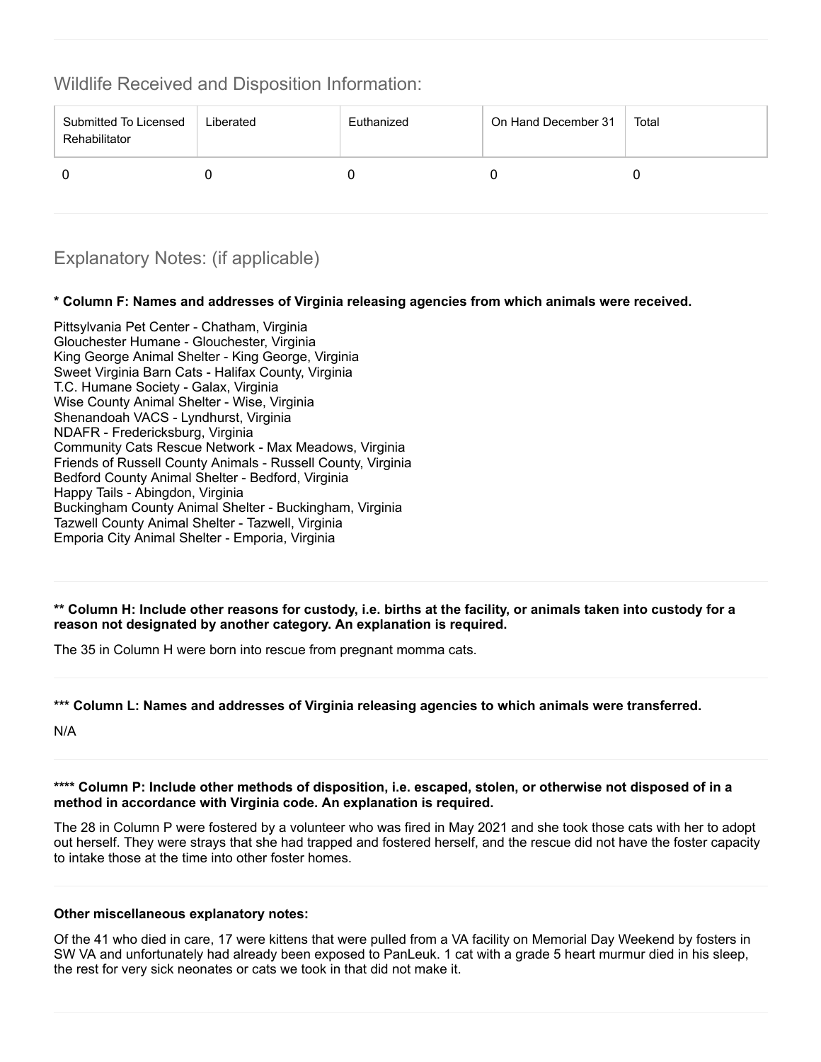## Wildlife Received and Disposition Information:

| Submitted To Licensed Rehabilitator | Liberated | Euthanized | On Hand December 31 | Total |
|---|---|---|---|---|
| 0 | 0 | 0 | 0 | 0 |

## Explanatory Notes: (if applicable)

**\* Column F: Names and addresses of Virginia releasing agencies from which animals were received.**

Pittsylvania Pet Center - Chatham, Virginia
Glouchester Humane - Glouchester, Virginia
King George Animal Shelter - King George, Virginia
Sweet Virginia Barn Cats - Halifax County, Virginia
T.C. Humane Society - Galax, Virginia
Wise County Animal Shelter - Wise, Virginia
Shenandoah VACS - Lyndhurst, Virginia
NDAFR - Fredericksburg, Virginia
Community Cats Rescue Network - Max Meadows, Virginia
Friends of Russell County Animals - Russell County, Virginia
Bedford County Animal Shelter - Bedford, Virginia
Happy Tails - Abingdon, Virginia
Buckingham County Animal Shelter - Buckingham, Virginia
Tazwell County Animal Shelter - Tazwell, Virginia
Emporia City Animal Shelter - Emporia, Virginia

**\*\* Column H: Include other reasons for custody, i.e. births at the facility, or animals taken into custody for a reason not designated by another category. An explanation is required.**

The 35 in Column H were born into rescue from pregnant momma cats.

**\*\*\* Column L: Names and addresses of Virginia releasing agencies to which animals were transferred.**

N/A

**\*\*\*\* Column P: Include other methods of disposition, i.e. escaped, stolen, or otherwise not disposed of in a method in accordance with Virginia code. An explanation is required.**

The 28 in Column P were fostered by a volunteer who was fired in May 2021 and she took those cats with her to adopt out herself. They were strays that she had trapped and fostered herself, and the rescue did not have the foster capacity to intake those at the time into other foster homes.

**Other miscellaneous explanatory notes:**

Of the 41 who died in care, 17 were kittens that were pulled from a VA facility on Memorial Day Weekend by fosters in SW VA and unfortunately had already been exposed to PanLeuk. 1 cat with a grade 5 heart murmur died in his sleep, the rest for very sick neonates or cats we took in that did not make it.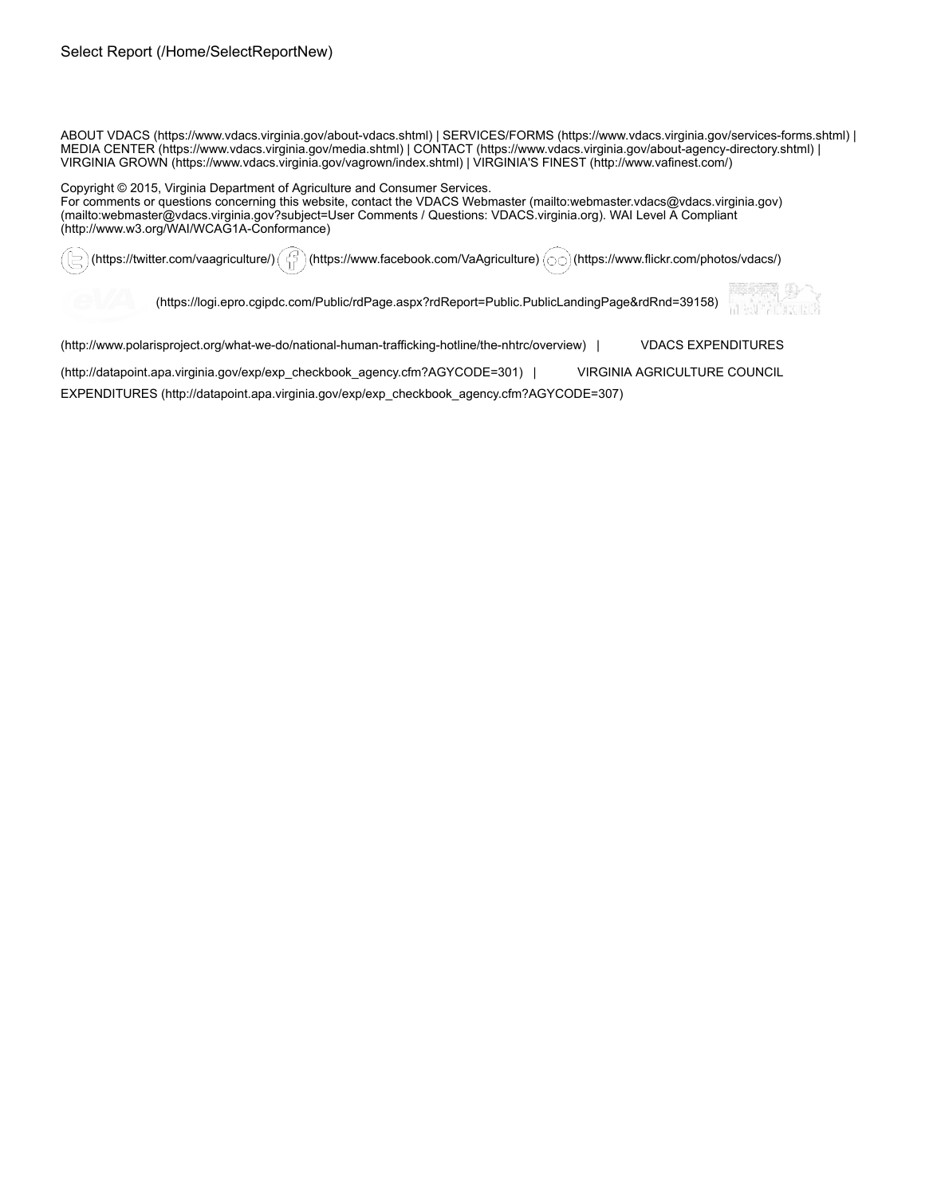Select Report (/Home/SelectReportNew)

ABOUT VDACS (https://www.vdacs.virginia.gov/about-vdacs.shtml) | SERVICES/FORMS (https://www.vdacs.virginia.gov/services-forms.shtml) | MEDIA CENTER (https://www.vdacs.virginia.gov/media.shtml) | CONTACT (https://www.vdacs.virginia.gov/about-agency-directory.shtml) | VIRGINIA GROWN (https://www.vdacs.virginia.gov/vagrown/index.shtml) | VIRGINIA'S FINEST (http://www.vafinest.com/)

Copyright © 2015, Virginia Department of Agriculture and Consumer Services.
For comments or questions concerning this website, contact the VDACS Webmaster (mailto:webmaster.vdacs@vdacs.virginia.gov) (mailto:webmaster@vdacs.virginia.gov?subject=User Comments / Questions: VDACS.virginia.org). WAI Level A Compliant (http://www.w3.org/WAI/WCAG1A-Conformance)

(https://twitter.com/vaagriculture/) (https://www.facebook.com/VaAgriculture) (https://www.flickr.com/photos/vdacs/)

(https://logi.epro.cgipdc.com/Public/rdPage.aspx?rdReport=Public.PublicLandingPage&rdRnd=39158)

(http://www.polarisproject.org/what-we-do/national-human-trafficking-hotline/the-nhtrc/overview) | VDACS EXPENDITURES (http://datapoint.apa.virginia.gov/exp/exp_checkbook_agency.cfm?AGYCODE=301) | VIRGINIA AGRICULTURE COUNCIL EXPENDITURES (http://datapoint.apa.virginia.gov/exp/exp_checkbook_agency.cfm?AGYCODE=307)